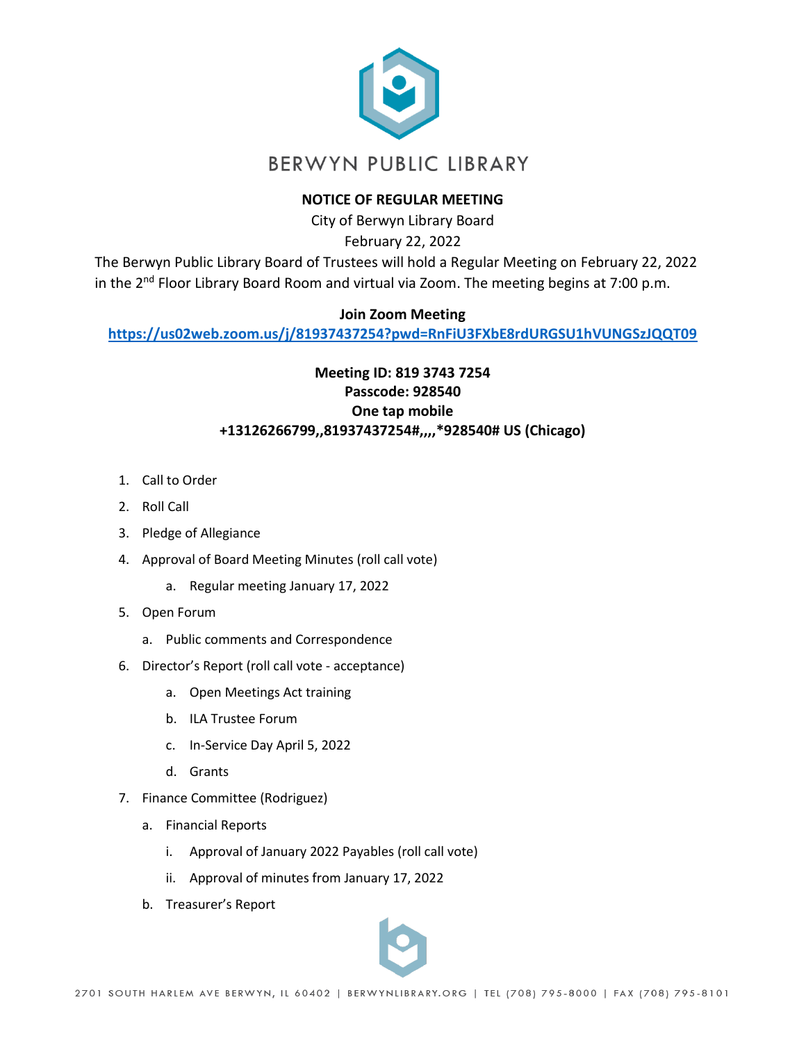BERWYN PUBLIC LIBRARY

**NOTICE OF REGULAR MEETING**

City of Berwyn Library Board

February 22, 2022

The Berwyn Public Library Board of Trustees will hold a Regular Meeting on February 22, 2022 in the 2nd Floor Library Board Room and virtual via Zoom. The meeting begins at 7:00 p.m.

**Join Zoom Meeting**

https://us02web.zoom.us/j/81937437254?pwd=RnFiU3FXbE8rdURGSU1hVUNGSzJQQT09

**Meeting ID: 819 3743 7254**
**Passcode: 928540**
**One tap mobile**
**+13126266799,,81937437254#,,,,*928540# US (Chicago)**

1. Call to Order
2. Roll Call
3. Pledge of Allegiance
4. Approval of Board Meeting Minutes (roll call vote)
   a. Regular meeting January 17, 2022
5. Open Forum
   a. Public comments and Correspondence
6. Director's Report (roll call vote - acceptance)
   a. Open Meetings Act training
   b. ILA Trustee Forum
   c. In-Service Day April 5, 2022
   d. Grants
7. Finance Committee (Rodriguez)
   a. Financial Reports
      i. Approval of January 2022 Payables (roll call vote)
      ii. Approval of minutes from January 17, 2022
   b. Treasurer's Report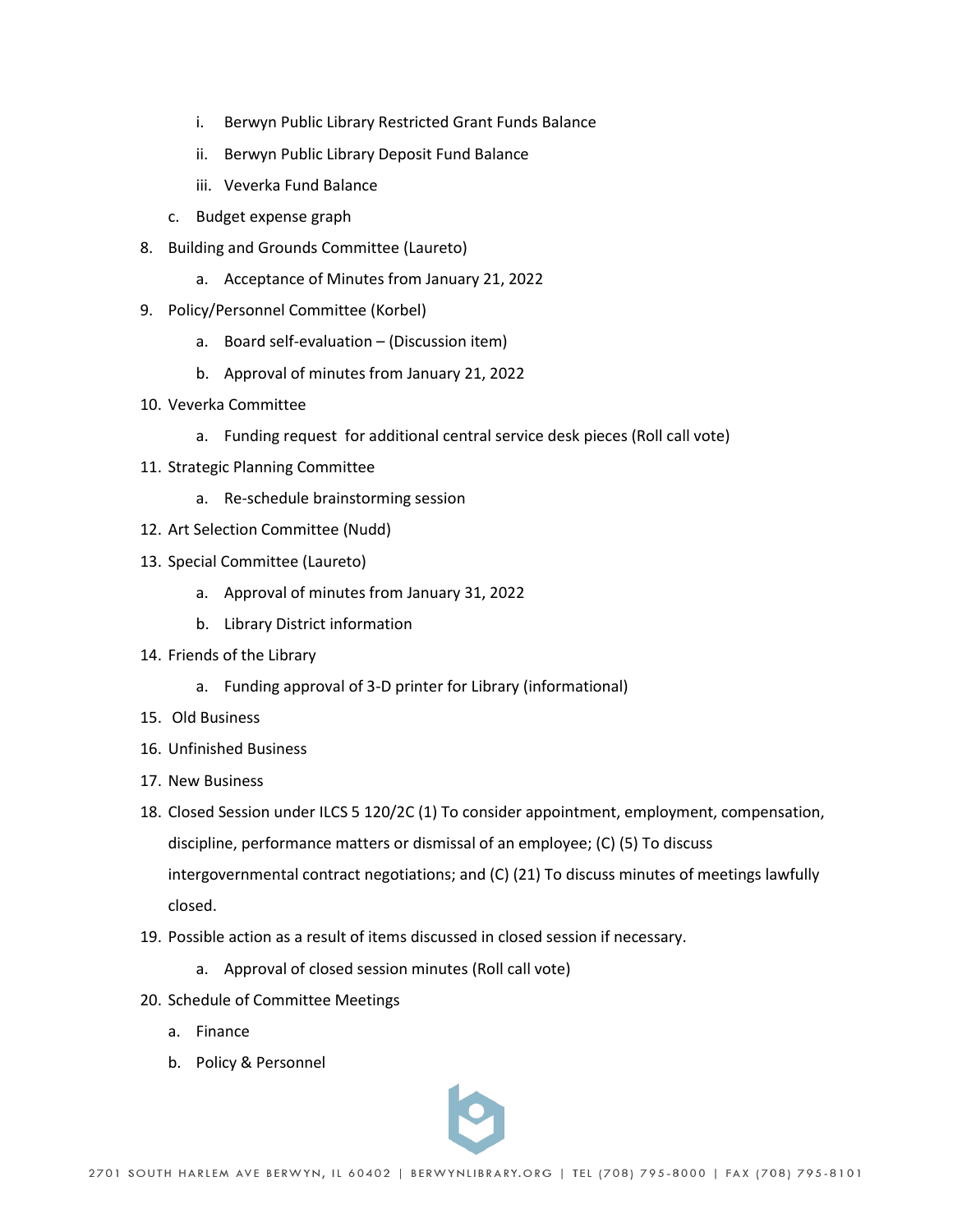i. Berwyn Public Library Restricted Grant Funds Balance
      ii. Berwyn Public Library Deposit Fund Balance
      iii. Veverka Fund Balance
   c. Budget expense graph

8. Building and Grounds Committee (Laureto)
   a. Acceptance of Minutes from January 21, 2022
9. Policy/Personnel Committee (Korbel)
   a. Board self-evaluation – (Discussion item)
   b. Approval of minutes from January 21, 2022
10. Veverka Committee
    a. Funding request for additional central service desk pieces (Roll call vote)
11. Strategic Planning Committee
    a. Re-schedule brainstorming session
12. Art Selection Committee (Nudd)
13. Special Committee (Laureto)
    a. Approval of minutes from January 31, 2022
    b. Library District information
14. Friends of the Library
    a. Funding approval of 3-D printer for Library (informational)
15. Old Business
16. Unfinished Business
17. New Business
18. Closed Session under ILCS 5 120/2C (1) To consider appointment, employment, compensation, discipline, performance matters or dismissal of an employee; (C) (5) To discuss intergovernmental contract negotiations; and (C) (21) To discuss minutes of meetings lawfully closed.
19. Possible action as a result of items discussed in closed session if necessary.
    a. Approval of closed session minutes (Roll call vote)
20. Schedule of Committee Meetings
    a. Finance
    b. Policy & Personnel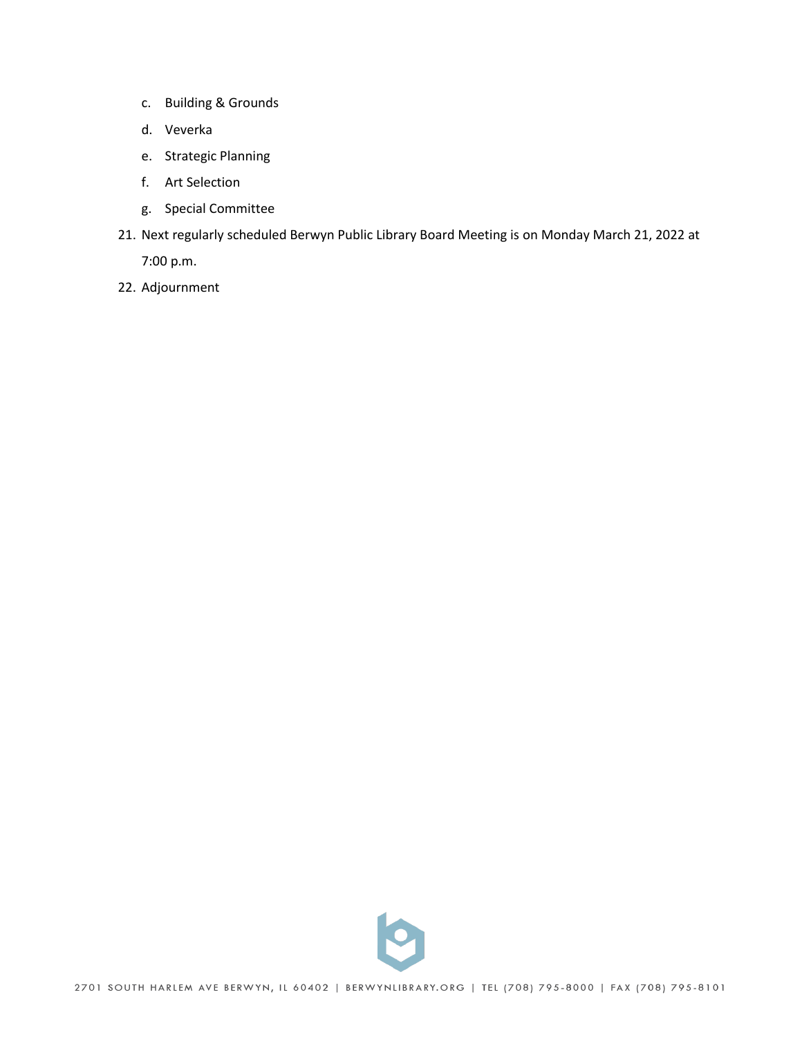c. Building & Grounds

d. Veverka

e. Strategic Planning

f. Art Selection

g. Special Committee

21. Next regularly scheduled Berwyn Public Library Board Meeting is on Monday March 21, 2022 at 7:00 p.m.
22. Adjournment